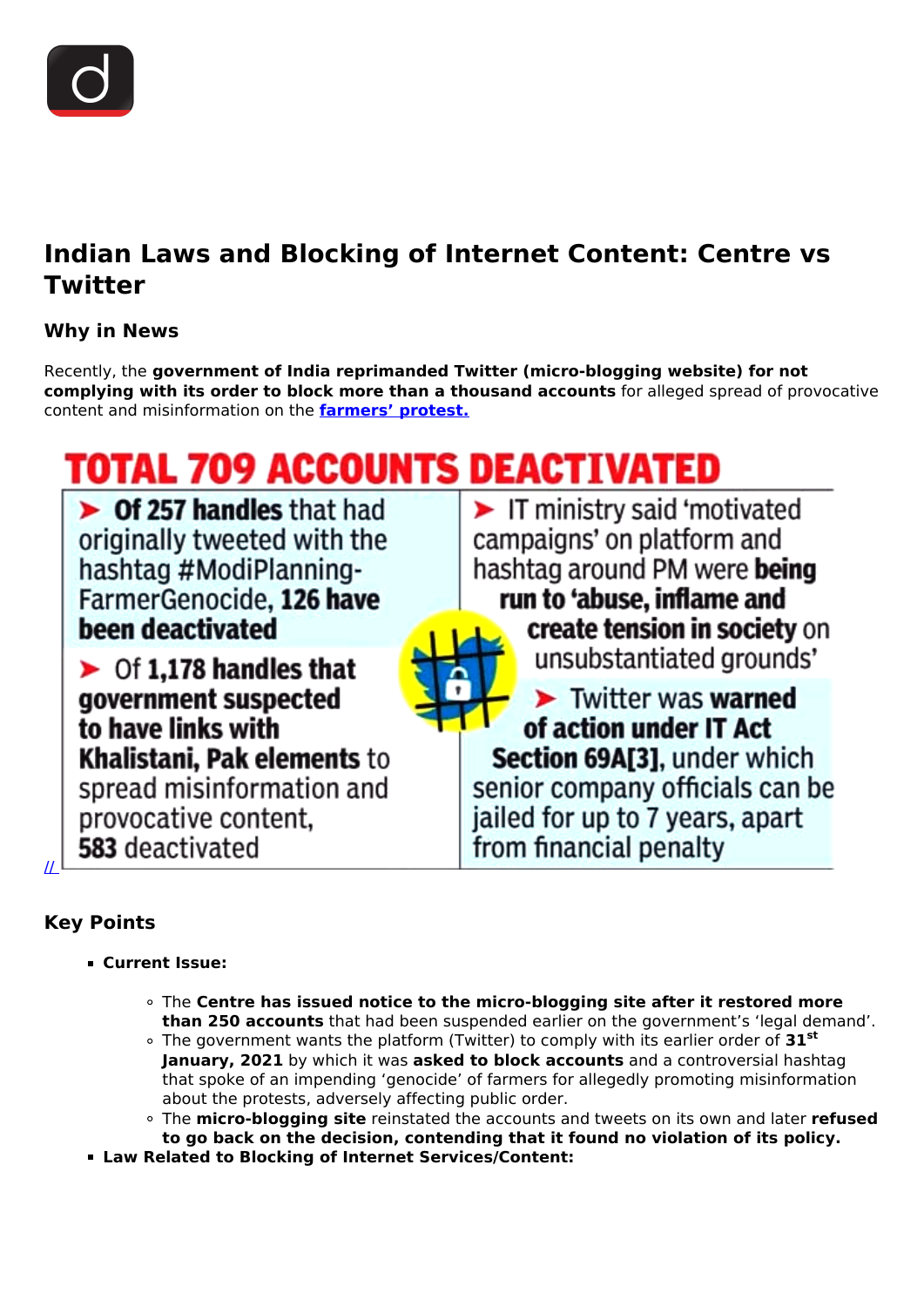# Indian Laws and Blocking of Internet Content: Centre vs Twitter

## Why in News

Recently, the **government of India reprimanded Twitter (micro-blogging website) for not complying with its order to block more than a thousand accounts** for alleged spread of provocative content and misinformation on the **farmers' protest.**

**TOTAL 709 ACCOUNTS DEACTIVATED**

- **Of 257 handles** that had originally tweeted with the hashtag #ModiPlanning-FarmerGenocide, **126 have been deactivated**
- Of **1,178 handles that government suspected to have links with Khalistani, Pak elements** to spread misinformation and provocative content, **583** deactivated
- IT ministry said 'motivated campaigns' on platform and hashtag around PM were **being run to 'abuse, inflame and create tension in society** on unsubstantiated grounds'
- Twitter was **warned of action under IT Act Section 69A[3]**, under which senior company officials can be jailed for up to 7 years, apart from financial penalty

//

## Key Points

- **Current Issue:**
  - The **Centre has issued notice to the micro-blogging site after it restored more than 250 accounts** that had been suspended earlier on the government's 'legal demand'.
  - The government wants the platform (Twitter) to comply with its earlier order of **31st January, 2021** by which it was **asked to block accounts** and a controversial hashtag that spoke of an impending 'genocide' of farmers for allegedly promoting misinformation about the protests, adversely affecting public order.
  - The **micro-blogging site** reinstated the accounts and tweets on its own and later **refused to go back on the decision, contending that it found no violation of its policy.**
- **Law Related to Blocking of Internet Services/Content:**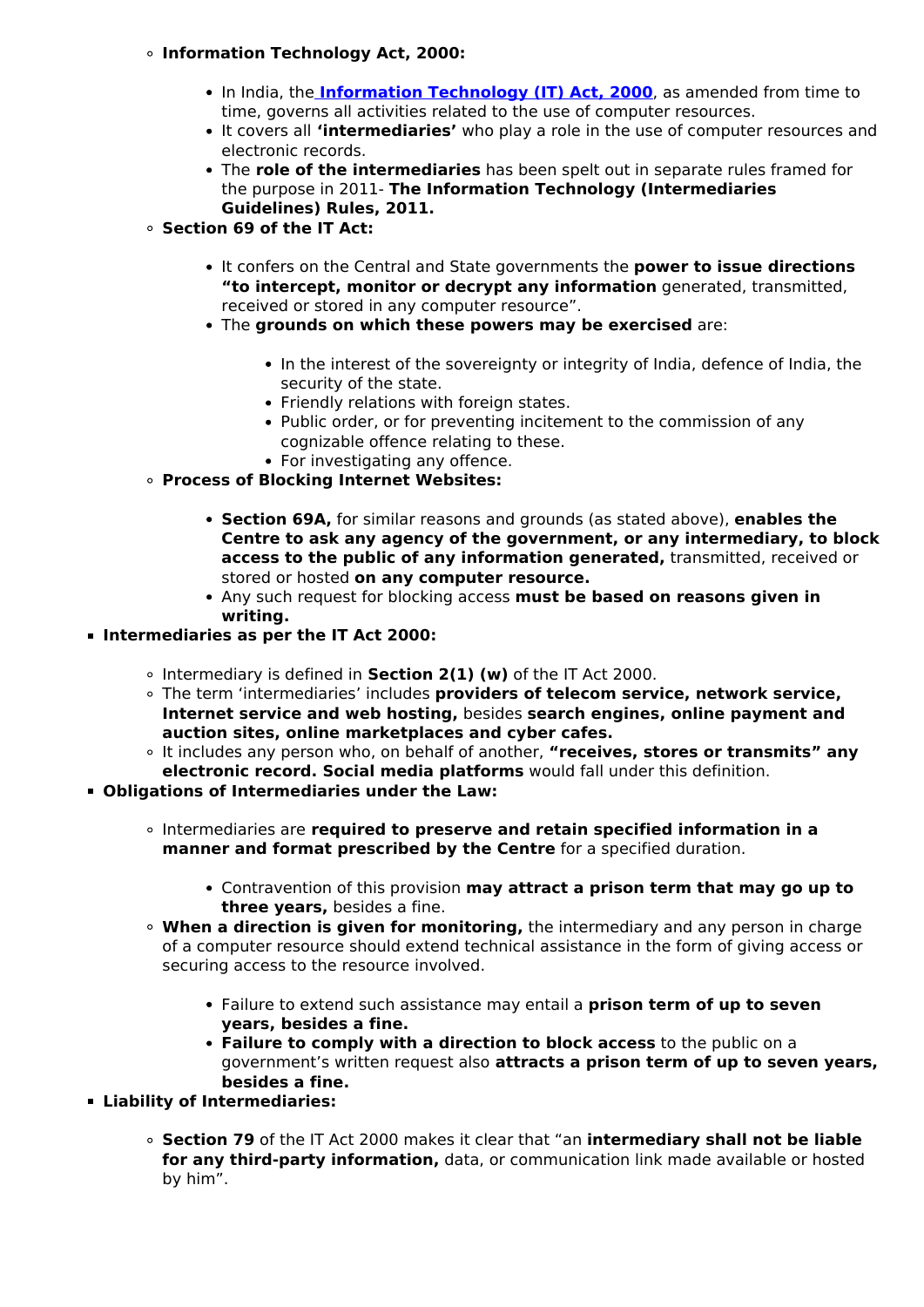- **Information Technology Act, 2000:**
    - In India, the **Information Technology (IT) Act, 2000**, as amended from time to time, governs all activities related to the use of computer resources.
    - It covers all **'intermediaries'** who play a role in the use of computer resources and electronic records.
    - The **role of the intermediaries** has been spelt out in separate rules framed for the purpose in 2011- **The Information Technology (Intermediaries Guidelines) Rules, 2011.**
- **Section 69 of the IT Act:**
    - It confers on the Central and State governments the **power to issue directions "to intercept, monitor or decrypt any information** generated, transmitted, received or stored in any computer resource".
    - The **grounds on which these powers may be exercised** are:
        - In the interest of the sovereignty or integrity of India, defence of India, the security of the state.
        - Friendly relations with foreign states.
        - Public order, or for preventing incitement to the commission of any cognizable offence relating to these.
        - For investigating any offence.
- **Process of Blocking Internet Websites:**
    - **Section 69A,** for similar reasons and grounds (as stated above), **enables the Centre to ask any agency of the government, or any intermediary, to block access to the public of any information generated,** transmitted, received or stored or hosted **on any computer resource.**
    - Any such request for blocking access **must be based on reasons given in writing.**

- **Intermediaries as per the IT Act 2000:**
    - Intermediary is defined in **Section 2(1) (w)** of the IT Act 2000.
    - The term 'intermediaries' includes **providers of telecom service, network service, Internet service and web hosting,** besides **search engines, online payment and auction sites, online marketplaces and cyber cafes.**
    - It includes any person who, on behalf of another, **"receives, stores or transmits" any electronic record. Social media platforms** would fall under this definition.
- **Obligations of Intermediaries under the Law:**
    - Intermediaries are **required to preserve and retain specified information in a manner and format prescribed by the Centre** for a specified duration.
        - Contravention of this provision **may attract a prison term that may go up to three years,** besides a fine.
    - **When a direction is given for monitoring,** the intermediary and any person in charge of a computer resource should extend technical assistance in the form of giving access or securing access to the resource involved.
        - Failure to extend such assistance may entail a **prison term of up to seven years, besides a fine.**
        - **Failure to comply with a direction to block access** to the public on a government's written request also **attracts a prison term of up to seven years, besides a fine.**
- **Liability of Intermediaries:**
    - **Section 79** of the IT Act 2000 makes it clear that "an **intermediary shall not be liable for any third-party information,** data, or communication link made available or hosted by him".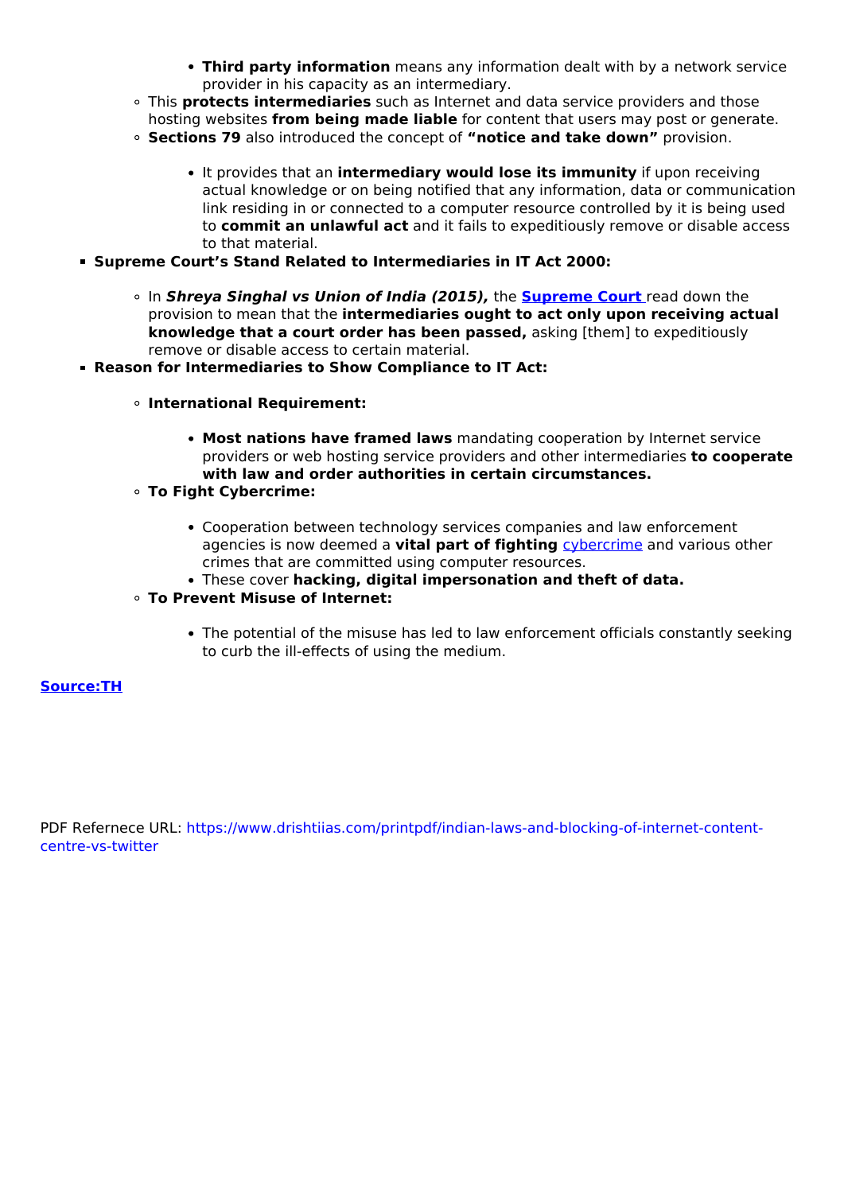- **Third party information** means any information dealt with by a network service provider in his capacity as an intermediary.
    - This **protects intermediaries** such as Internet and data service providers and those hosting websites **from being made liable** for content that users may post or generate.
    - **Sections 79** also introduced the concept of **"notice and take down"** provision.
        - It provides that an **intermediary would lose its immunity** if upon receiving actual knowledge or on being notified that any information, data or communication link residing in or connected to a computer resource controlled by it is being used to **commit an unlawful act** and it fails to expeditiously remove or disable access to that material.
- **Supreme Court's Stand Related to Intermediaries in IT Act 2000:**
    - In ***Shreya Singhal vs Union of India (2015),*** the **Supreme Court** read down the provision to mean that the **intermediaries ought to act only upon receiving actual knowledge that a court order has been passed,** asking [them] to expeditiously remove or disable access to certain material.
- **Reason for Intermediaries to Show Compliance to IT Act:**
    - **International Requirement:**
        - **Most nations have framed laws** mandating cooperation by Internet service providers or web hosting service providers and other intermediaries **to cooperate with law and order authorities in certain circumstances.**
    - **To Fight Cybercrime:**
        - Cooperation between technology services companies and law enforcement agencies is now deemed a **vital part of fighting** cybercrime and various other crimes that are committed using computer resources.
        - These cover **hacking, digital impersonation and theft of data.**
    - **To Prevent Misuse of Internet:**
        - The potential of the misuse has led to law enforcement officials constantly seeking to curb the ill-effects of using the medium.

**Source:TH**

PDF Refernece URL: https://www.drishtiias.com/printpdf/indian-laws-and-blocking-of-internet-content-centre-vs-twitter